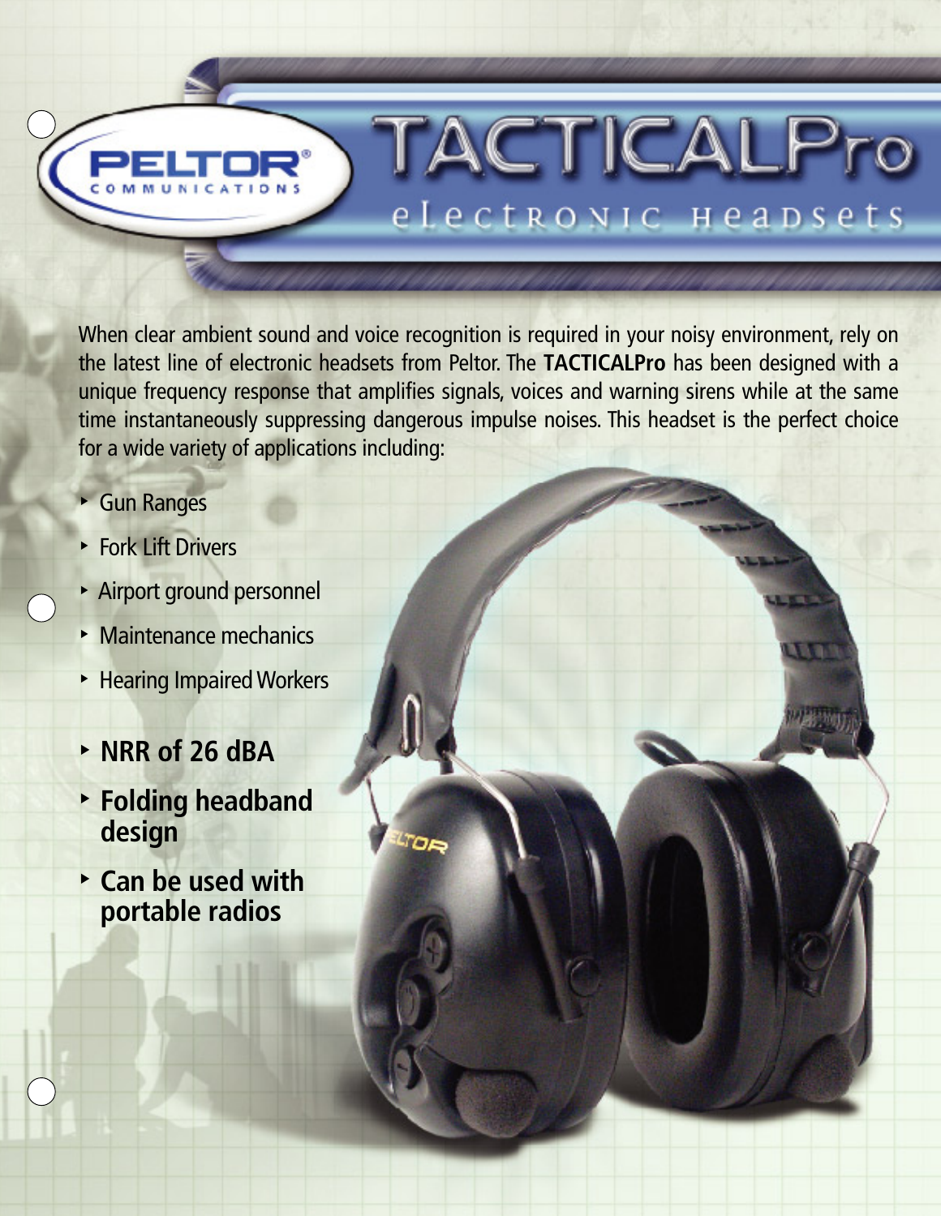PELTOR® COMMUNICATIONS

# TACTICALPro

## electronic headsets

When clear ambient sound and voice recognition is required in your noisy environment, rely on the latest line of electronic headsets from Peltor. The **TACTICALPro** has been designed with a unique frequency response that amplifies signals, voices and warning sirens while at the same time instantaneously suppressing dangerous impulse noises. This headset is the perfect choice for a wide variety of applications including:

- Gun Ranges
- Fork Lift Drivers
- Airport ground personnel
- Maintenance mechanics
- Hearing Impaired Workers

- **NRR of 26 dBA**
- **Folding headband design**
- **Can be used with portable radios**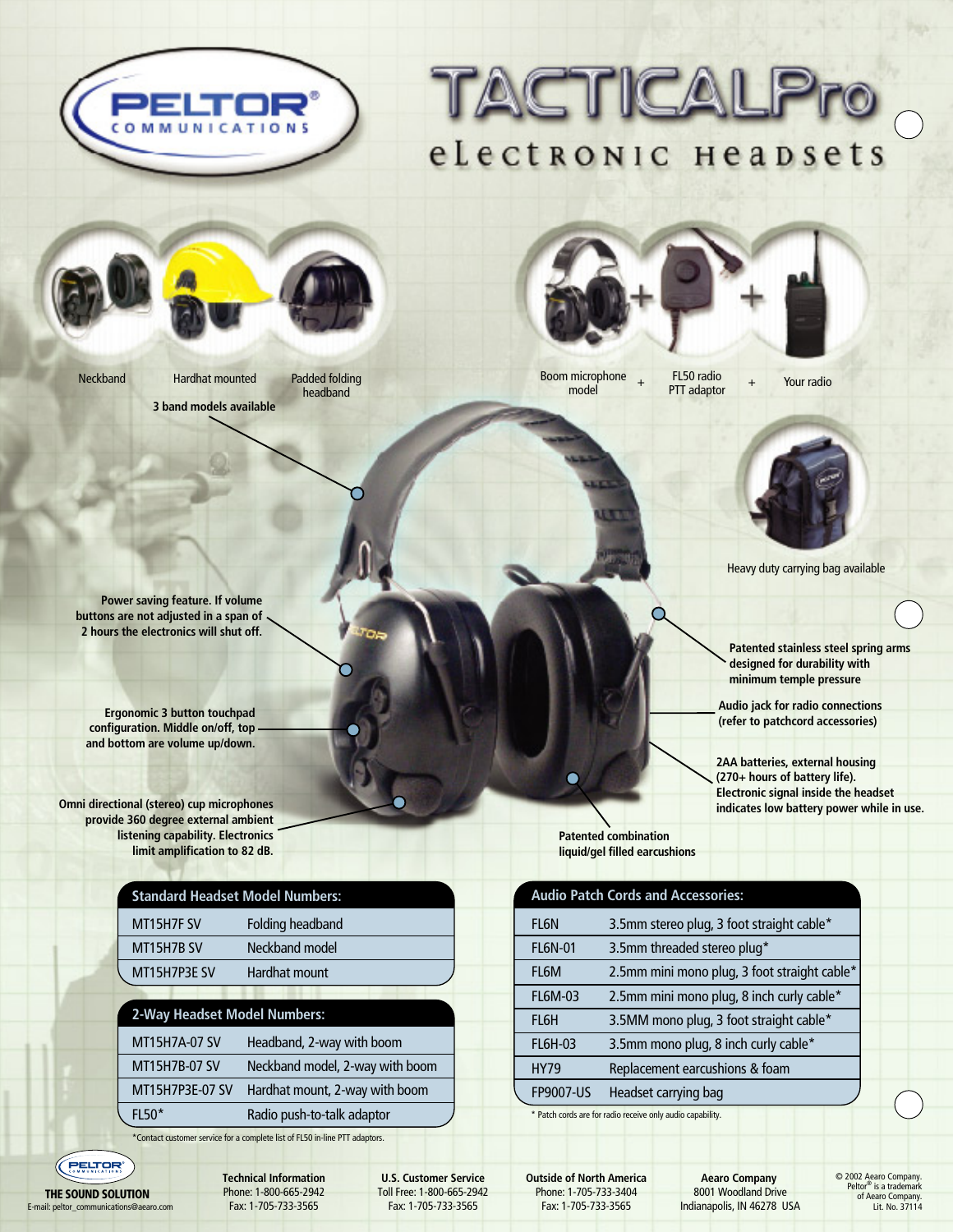PELTOR® COMMUNICATIONS

# TACTICALPro

## eLectronic Headsets

Neckband | Hardhat mounted | Padded folding headband

**3 band models available**

Boom microphone model + FL50 radio PTT adaptor + Your radio

Heavy duty carrying bag available

**Power saving feature. If volume buttons are not adjusted in a span of 2 hours the electronics will shut off.**

**Ergonomic 3 button touchpad configuration. Middle on/off, top and bottom are volume up/down.**

**Omni directional (stereo) cup microphones provide 360 degree external ambient listening capability. Electronics limit amplification to 82 dB.**

**Patented stainless steel spring arms designed for durability with minimum temple pressure**

**Audio jack for radio connections (refer to patchcord accessories)**

**2AA batteries, external housing (270+ hours of battery life). Electronic signal inside the headset indicates low battery power while in use.**

**Patented combination liquid/gel filled earcushions**

| Standard Headset Model Numbers: | |
|---|---|
| MT15H7F SV | Folding headband |
| MT15H7B SV | Neckband model |
| MT15H7P3E SV | Hardhat mount |

| 2-Way Headset Model Numbers: | |
|---|---|
| MT15H7A-07 SV | Headband, 2-way with boom |
| MT15H7B-07 SV | Neckband model, 2-way with boom |
| MT15H7P3E-07 SV | Hardhat mount, 2-way with boom |
| FL50* | Radio push-to-talk adaptor |

*Contact customer service for a complete list of FL50 in-line PTT adaptors.

| Audio Patch Cords and Accessories: | |
|---|---|
| FL6N | 3.5mm stereo plug, 3 foot straight cable* |
| FL6N-01 | 3.5mm threaded stereo plug* |
| FL6M | 2.5mm mini mono plug, 3 foot straight cable* |
| FL6M-03 | 2.5mm mini mono plug, 8 inch curly cable* |
| FL6H | 3.5MM mono plug, 3 foot straight cable* |
| FL6H-03 | 3.5mm mono plug, 8 inch curly cable* |
| HY79 | Replacement earcushions & foam |
| FP9007-US | Headset carrying bag |

* Patch cords are for radio receive only audio capability.

**THE SOUND SOLUTION**
E-mail: peltor_communications@aearo.com

**Technical Information**
Phone: 1-800-665-2942
Fax: 1-705-733-3565

**U.S. Customer Service**
Toll Free: 1-800-665-2942
Fax: 1-705-733-3565

**Outside of North America**
Phone: 1-705-733-3404
Fax: 1-705-733-3565

**Aearo Company**
8001 Woodland Drive
Indianapolis, IN 46278 USA

© 2002 Aearo Company.
Peltor® is a trademark of Aearo Company.
Lit. No. 37114